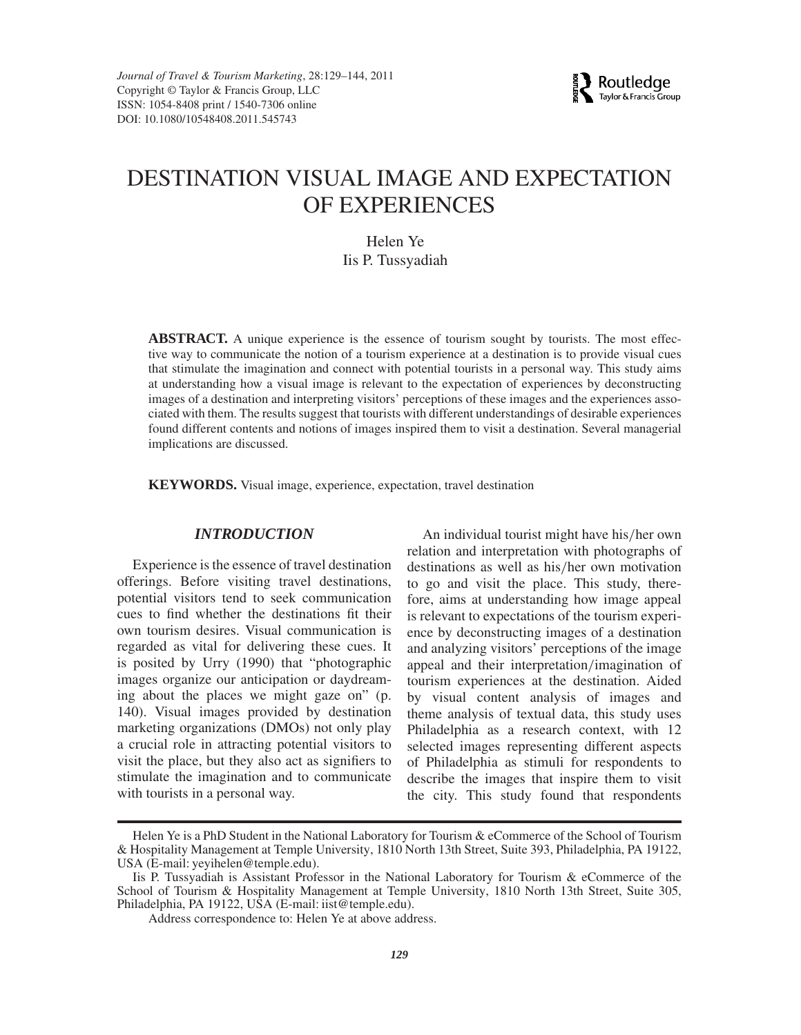Journal of Travel & Tourism Marketing, 28:129–144, 2011
Copyright © Taylor & Francis Group, LLC
ISSN: 1054-8408 print / 1540-7306 online
DOI: 10.1080/10548408.2011.545743

# DESTINATION VISUAL IMAGE AND EXPECTATION OF EXPERIENCES

Helen Ye
Iis P. Tussyadiah

**ABSTRACT.** A unique experience is the essence of tourism sought by tourists. The most effective way to communicate the notion of a tourism experience at a destination is to provide visual cues that stimulate the imagination and connect with potential tourists in a personal way. This study aims at understanding how a visual image is relevant to the expectation of experiences by deconstructing images of a destination and interpreting visitors' perceptions of these images and the experiences associated with them. The results suggest that tourists with different understandings of desirable experiences found different contents and notions of images inspired them to visit a destination. Several managerial implications are discussed.

**KEYWORDS.** Visual image, experience, expectation, travel destination

## *INTRODUCTION*

Experience is the essence of travel destination offerings. Before visiting travel destinations, potential visitors tend to seek communication cues to find whether the destinations fit their own tourism desires. Visual communication is regarded as vital for delivering these cues. It is posited by Urry (1990) that "photographic images organize our anticipation or daydreaming about the places we might gaze on" (p. 140). Visual images provided by destination marketing organizations (DMOs) not only play a crucial role in attracting potential visitors to visit the place, but they also act as signifiers to stimulate the imagination and to communicate with tourists in a personal way.

An individual tourist might have his/her own relation and interpretation with photographs of destinations as well as his/her own motivation to go and visit the place. This study, therefore, aims at understanding how image appeal is relevant to expectations of the tourism experience by deconstructing images of a destination and analyzing visitors' perceptions of the image appeal and their interpretation/imagination of tourism experiences at the destination. Aided by visual content analysis of images and theme analysis of textual data, this study uses Philadelphia as a research context, with 12 selected images representing different aspects of Philadelphia as stimuli for respondents to describe the images that inspire them to visit the city. This study found that respondents

Helen Ye is a PhD Student in the National Laboratory for Tourism & eCommerce of the School of Tourism & Hospitality Management at Temple University, 1810 North 13th Street, Suite 393, Philadelphia, PA 19122, USA (E-mail: yeyihelen@temple.edu).

Iis P. Tussyadiah is Assistant Professor in the National Laboratory for Tourism & eCommerce of the School of Tourism & Hospitality Management at Temple University, 1810 North 13th Street, Suite 305, Philadelphia, PA 19122, USA (E-mail: iist@temple.edu).

Address correspondence to: Helen Ye at above address.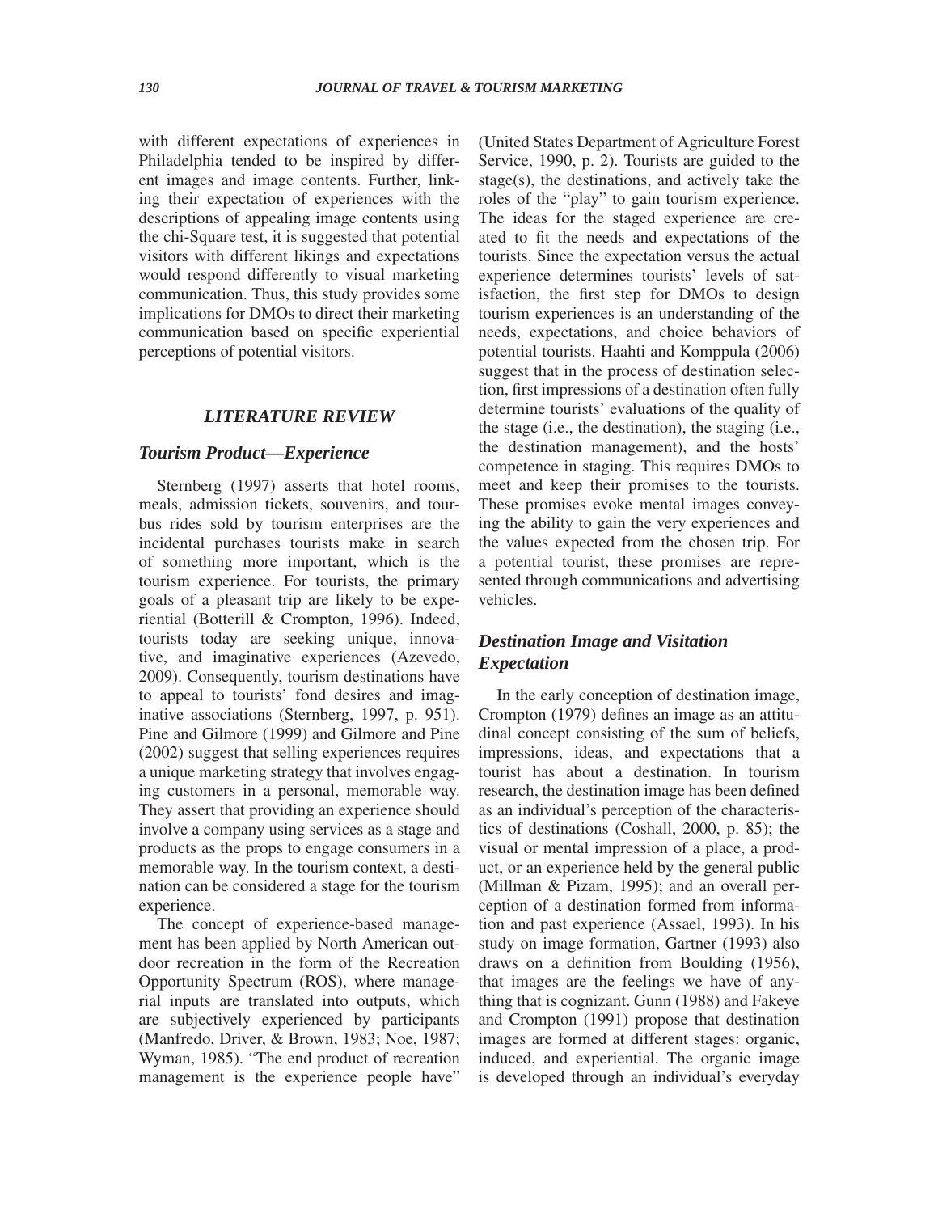with different expectations of experiences in Philadelphia tended to be inspired by different images and image contents. Further, linking their expectation of experiences with the descriptions of appealing image contents using the chi-Square test, it is suggested that potential visitors with different likings and expectations would respond differently to visual marketing communication. Thus, this study provides some implications for DMOs to direct their marketing communication based on specific experiential perceptions of potential visitors.

## *LITERATURE REVIEW*

### *Tourism Product—Experience*

Sternberg (1997) asserts that hotel rooms, meals, admission tickets, souvenirs, and tour-bus rides sold by tourism enterprises are the incidental purchases tourists make in search of something more important, which is the tourism experience. For tourists, the primary goals of a pleasant trip are likely to be experiential (Botterill & Crompton, 1996). Indeed, tourists today are seeking unique, innovative, and imaginative experiences (Azevedo, 2009). Consequently, tourism destinations have to appeal to tourists' fond desires and imaginative associations (Sternberg, 1997, p. 951). Pine and Gilmore (1999) and Gilmore and Pine (2002) suggest that selling experiences requires a unique marketing strategy that involves engaging customers in a personal, memorable way. They assert that providing an experience should involve a company using services as a stage and products as the props to engage consumers in a memorable way. In the tourism context, a destination can be considered a stage for the tourism experience.

The concept of experience-based management has been applied by North American outdoor recreation in the form of the Recreation Opportunity Spectrum (ROS), where managerial inputs are translated into outputs, which are subjectively experienced by participants (Manfredo, Driver, & Brown, 1983; Noe, 1987; Wyman, 1985). "The end product of recreation management is the experience people have" (United States Department of Agriculture Forest Service, 1990, p. 2). Tourists are guided to the stage(s), the destinations, and actively take the roles of the "play" to gain tourism experience. The ideas for the staged experience are created to fit the needs and expectations of the tourists. Since the expectation versus the actual experience determines tourists' levels of satisfaction, the first step for DMOs to design tourism experiences is an understanding of the needs, expectations, and choice behaviors of potential tourists. Haahti and Komppula (2006) suggest that in the process of destination selection, first impressions of a destination often fully determine tourists' evaluations of the quality of the stage (i.e., the destination), the staging (i.e., the destination management), and the hosts' competence in staging. This requires DMOs to meet and keep their promises to the tourists. These promises evoke mental images conveying the ability to gain the very experiences and the values expected from the chosen trip. For a potential tourist, these promises are represented through communications and advertising vehicles.

### *Destination Image and Visitation Expectation*

In the early conception of destination image, Crompton (1979) defines an image as an attitudinal concept consisting of the sum of beliefs, impressions, ideas, and expectations that a tourist has about a destination. In tourism research, the destination image has been defined as an individual's perception of the characteristics of destinations (Coshall, 2000, p. 85); the visual or mental impression of a place, a product, or an experience held by the general public (Millman & Pizam, 1995); and an overall perception of a destination formed from information and past experience (Assael, 1993). In his study on image formation, Gartner (1993) also draws on a definition from Boulding (1956), that images are the feelings we have of anything that is cognizant. Gunn (1988) and Fakeye and Crompton (1991) propose that destination images are formed at different stages: organic, induced, and experiential. The organic image is developed through an individual's everyday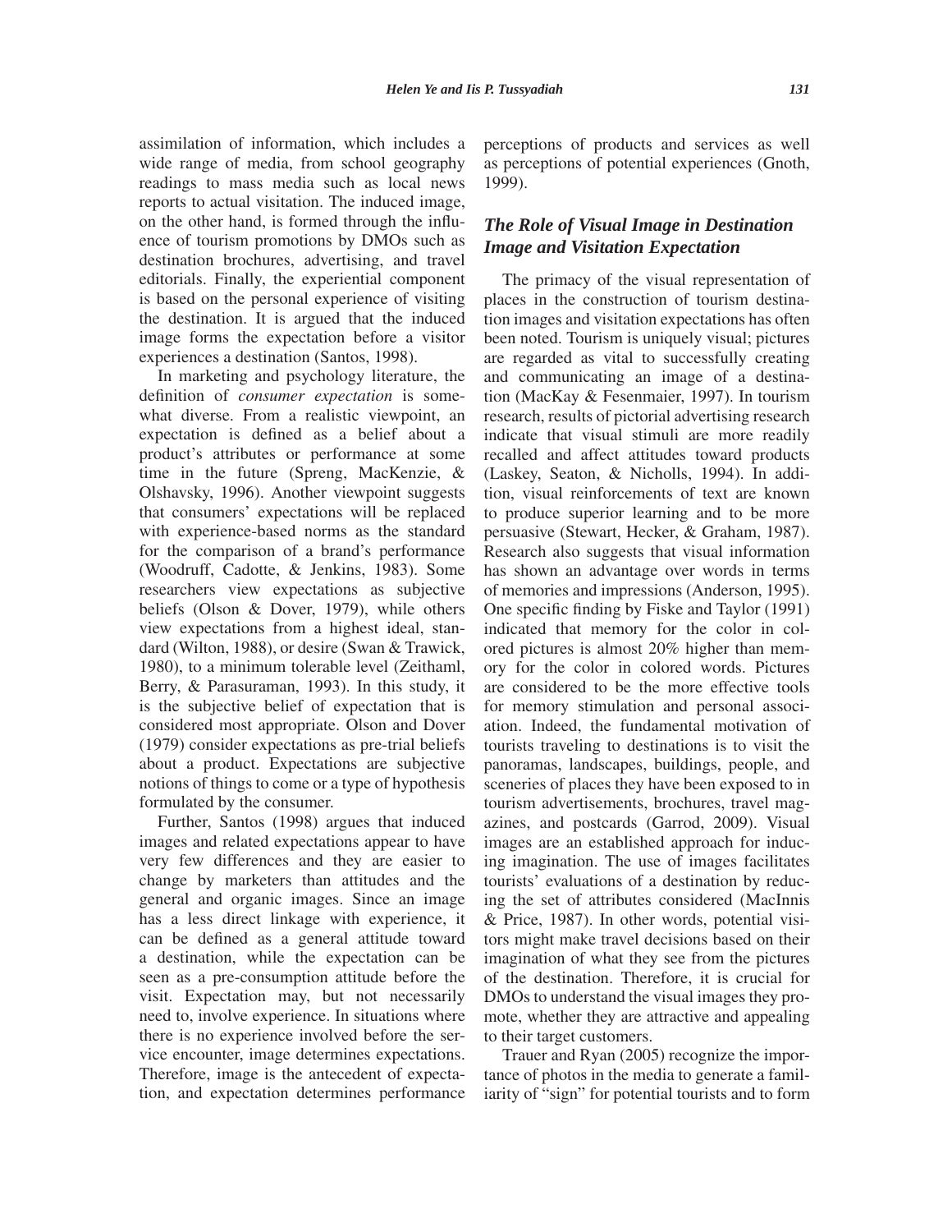assimilation of information, which includes a wide range of media, from school geography readings to mass media such as local news reports to actual visitation. The induced image, on the other hand, is formed through the influence of tourism promotions by DMOs such as destination brochures, advertising, and travel editorials. Finally, the experiential component is based on the personal experience of visiting the destination. It is argued that the induced image forms the expectation before a visitor experiences a destination (Santos, 1998).

In marketing and psychology literature, the definition of *consumer expectation* is somewhat diverse. From a realistic viewpoint, an expectation is defined as a belief about a product's attributes or performance at some time in the future (Spreng, MacKenzie, & Olshavsky, 1996). Another viewpoint suggests that consumers' expectations will be replaced with experience-based norms as the standard for the comparison of a brand's performance (Woodruff, Cadotte, & Jenkins, 1983). Some researchers view expectations as subjective beliefs (Olson & Dover, 1979), while others view expectations from a highest ideal, standard (Wilton, 1988), or desire (Swan & Trawick, 1980), to a minimum tolerable level (Zeithaml, Berry, & Parasuraman, 1993). In this study, it is the subjective belief of expectation that is considered most appropriate. Olson and Dover (1979) consider expectations as pre-trial beliefs about a product. Expectations are subjective notions of things to come or a type of hypothesis formulated by the consumer.

Further, Santos (1998) argues that induced images and related expectations appear to have very few differences and they are easier to change by marketers than attitudes and the general and organic images. Since an image has a less direct linkage with experience, it can be defined as a general attitude toward a destination, while the expectation can be seen as a pre-consumption attitude before the visit. Expectation may, but not necessarily need to, involve experience. In situations where there is no experience involved before the service encounter, image determines expectations. Therefore, image is the antecedent of expectation, and expectation determines performance perceptions of products and services as well as perceptions of potential experiences (Gnoth, 1999).

## *The Role of Visual Image in Destination Image and Visitation Expectation*

The primacy of the visual representation of places in the construction of tourism destination images and visitation expectations has often been noted. Tourism is uniquely visual; pictures are regarded as vital to successfully creating and communicating an image of a destination (MacKay & Fesenmaier, 1997). In tourism research, results of pictorial advertising research indicate that visual stimuli are more readily recalled and affect attitudes toward products (Laskey, Seaton, & Nicholls, 1994). In addition, visual reinforcements of text are known to produce superior learning and to be more persuasive (Stewart, Hecker, & Graham, 1987). Research also suggests that visual information has shown an advantage over words in terms of memories and impressions (Anderson, 1995). One specific finding by Fiske and Taylor (1991) indicated that memory for the color in colored pictures is almost 20% higher than memory for the color in colored words. Pictures are considered to be the more effective tools for memory stimulation and personal association. Indeed, the fundamental motivation of tourists traveling to destinations is to visit the panoramas, landscapes, buildings, people, and sceneries of places they have been exposed to in tourism advertisements, brochures, travel magazines, and postcards (Garrod, 2009). Visual images are an established approach for inducing imagination. The use of images facilitates tourists' evaluations of a destination by reducing the set of attributes considered (MacInnis & Price, 1987). In other words, potential visitors might make travel decisions based on their imagination of what they see from the pictures of the destination. Therefore, it is crucial for DMOs to understand the visual images they promote, whether they are attractive and appealing to their target customers.

Trauer and Ryan (2005) recognize the importance of photos in the media to generate a familiarity of "sign" for potential tourists and to form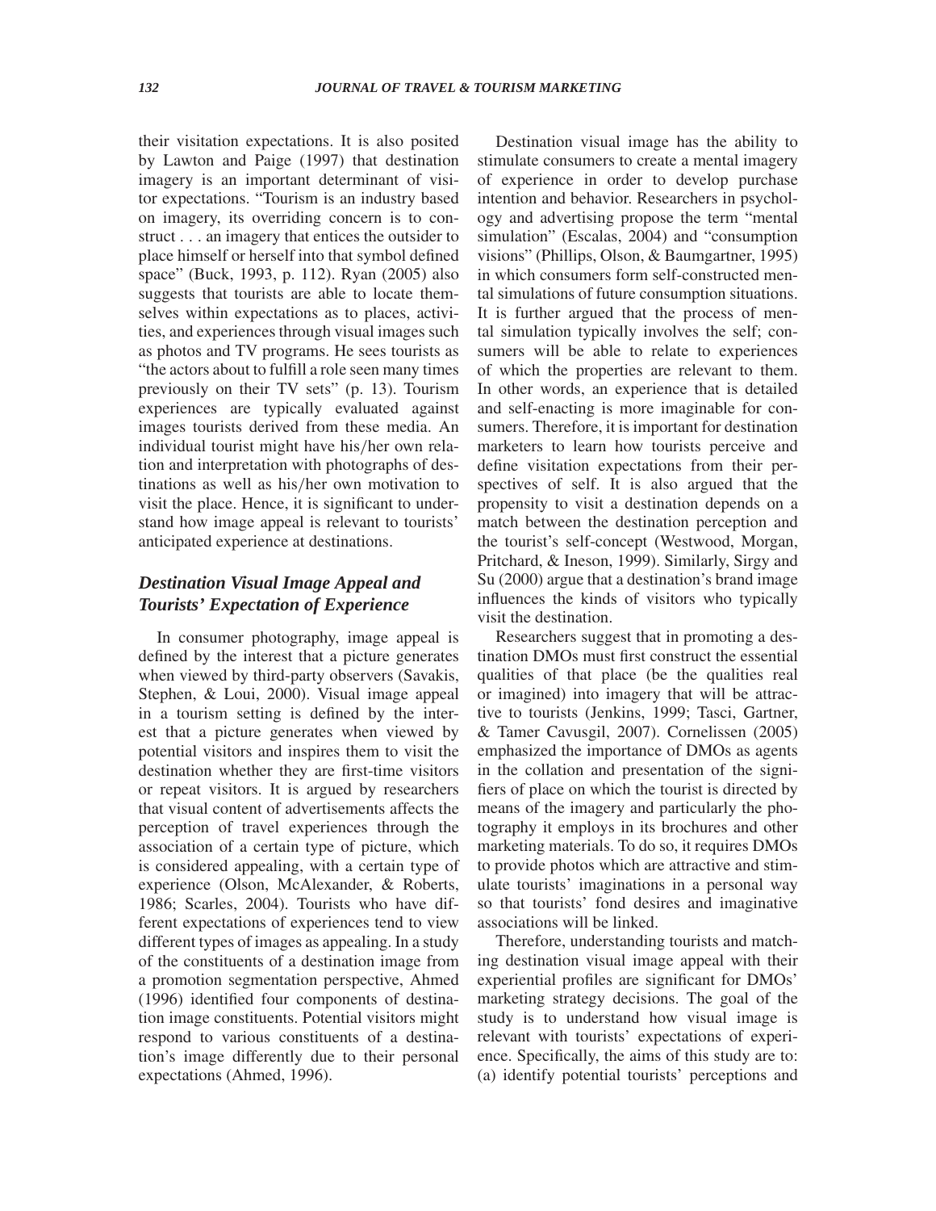their visitation expectations. It is also posited by Lawton and Paige (1997) that destination imagery is an important determinant of visitor expectations. "Tourism is an industry based on imagery, its overriding concern is to construct . . . an imagery that entices the outsider to place himself or herself into that symbol defined space" (Buck, 1993, p. 112). Ryan (2005) also suggests that tourists are able to locate themselves within expectations as to places, activities, and experiences through visual images such as photos and TV programs. He sees tourists as "the actors about to fulfill a role seen many times previously on their TV sets" (p. 13). Tourism experiences are typically evaluated against images tourists derived from these media. An individual tourist might have his/her own relation and interpretation with photographs of destinations as well as his/her own motivation to visit the place. Hence, it is significant to understand how image appeal is relevant to tourists' anticipated experience at destinations.

### *Destination Visual Image Appeal and Tourists' Expectation of Experience*

In consumer photography, image appeal is defined by the interest that a picture generates when viewed by third-party observers (Savakis, Stephen, & Loui, 2000). Visual image appeal in a tourism setting is defined by the interest that a picture generates when viewed by potential visitors and inspires them to visit the destination whether they are first-time visitors or repeat visitors. It is argued by researchers that visual content of advertisements affects the perception of travel experiences through the association of a certain type of picture, which is considered appealing, with a certain type of experience (Olson, McAlexander, & Roberts, 1986; Scarles, 2004). Tourists who have different expectations of experiences tend to view different types of images as appealing. In a study of the constituents of a destination image from a promotion segmentation perspective, Ahmed (1996) identified four components of destination image constituents. Potential visitors might respond to various constituents of a destination's image differently due to their personal expectations (Ahmed, 1996).

Destination visual image has the ability to stimulate consumers to create a mental imagery of experience in order to develop purchase intention and behavior. Researchers in psychology and advertising propose the term "mental simulation" (Escalas, 2004) and "consumption visions" (Phillips, Olson, & Baumgartner, 1995) in which consumers form self-constructed mental simulations of future consumption situations. It is further argued that the process of mental simulation typically involves the self; consumers will be able to relate to experiences of which the properties are relevant to them. In other words, an experience that is detailed and self-enacting is more imaginable for consumers. Therefore, it is important for destination marketers to learn how tourists perceive and define visitation expectations from their perspectives of self. It is also argued that the propensity to visit a destination depends on a match between the destination perception and the tourist's self-concept (Westwood, Morgan, Pritchard, & Ineson, 1999). Similarly, Sirgy and Su (2000) argue that a destination's brand image influences the kinds of visitors who typically visit the destination.

Researchers suggest that in promoting a destination DMOs must first construct the essential qualities of that place (be the qualities real or imagined) into imagery that will be attractive to tourists (Jenkins, 1999; Tasci, Gartner, & Tamer Cavusgil, 2007). Cornelissen (2005) emphasized the importance of DMOs as agents in the collation and presentation of the signifiers of place on which the tourist is directed by means of the imagery and particularly the photography it employs in its brochures and other marketing materials. To do so, it requires DMOs to provide photos which are attractive and stimulate tourists' imaginations in a personal way so that tourists' fond desires and imaginative associations will be linked.

Therefore, understanding tourists and matching destination visual image appeal with their experiential profiles are significant for DMOs' marketing strategy decisions. The goal of the study is to understand how visual image is relevant with tourists' expectations of experience. Specifically, the aims of this study are to: (a) identify potential tourists' perceptions and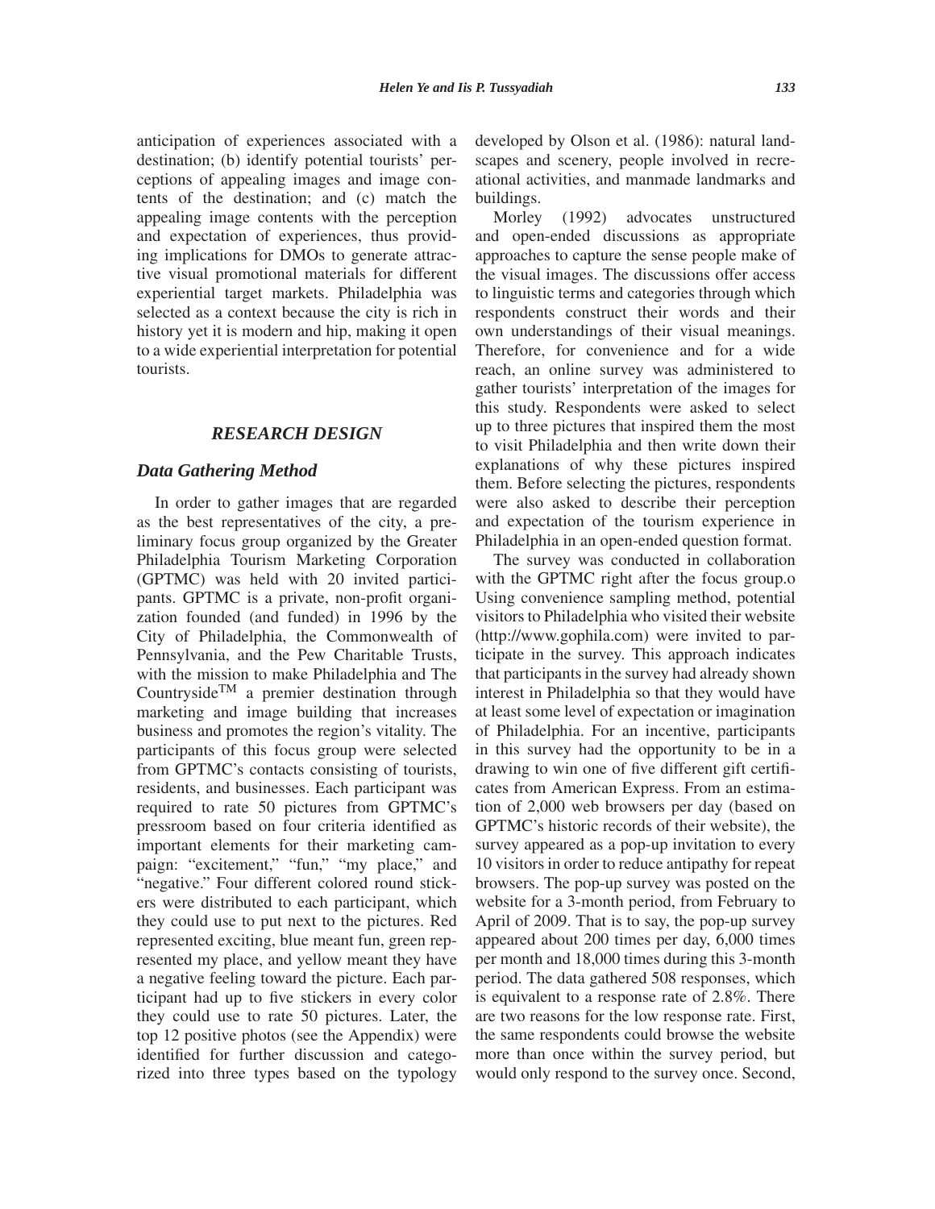anticipation of experiences associated with a destination; (b) identify potential tourists' perceptions of appealing images and image contents of the destination; and (c) match the appealing image contents with the perception and expectation of experiences, thus providing implications for DMOs to generate attractive visual promotional materials for different experiential target markets. Philadelphia was selected as a context because the city is rich in history yet it is modern and hip, making it open to a wide experiential interpretation for potential tourists.

## RESEARCH DESIGN

### Data Gathering Method

In order to gather images that are regarded as the best representatives of the city, a preliminary focus group organized by the Greater Philadelphia Tourism Marketing Corporation (GPTMC) was held with 20 invited participants. GPTMC is a private, non-profit organization founded (and funded) in 1996 by the City of Philadelphia, the Commonwealth of Pennsylvania, and the Pew Charitable Trusts, with the mission to make Philadelphia and The Countryside™ a premier destination through marketing and image building that increases business and promotes the region's vitality. The participants of this focus group were selected from GPTMC's contacts consisting of tourists, residents, and businesses. Each participant was required to rate 50 pictures from GPTMC's pressroom based on four criteria identified as important elements for their marketing campaign: "excitement," "fun," "my place," and "negative." Four different colored round stickers were distributed to each participant, which they could use to put next to the pictures. Red represented exciting, blue meant fun, green represented my place, and yellow meant they have a negative feeling toward the picture. Each participant had up to five stickers in every color they could use to rate 50 pictures. Later, the top 12 positive photos (see the Appendix) were identified for further discussion and categorized into three types based on the typology developed by Olson et al. (1986): natural landscapes and scenery, people involved in recreational activities, and manmade landmarks and buildings.

Morley (1992) advocates unstructured and open-ended discussions as appropriate approaches to capture the sense people make of the visual images. The discussions offer access to linguistic terms and categories through which respondents construct their words and their own understandings of their visual meanings. Therefore, for convenience and for a wide reach, an online survey was administered to gather tourists' interpretation of the images for this study. Respondents were asked to select up to three pictures that inspired them the most to visit Philadelphia and then write down their explanations of why these pictures inspired them. Before selecting the pictures, respondents were also asked to describe their perception and expectation of the tourism experience in Philadelphia in an open-ended question format.

The survey was conducted in collaboration with the GPTMC right after the focus group.o Using convenience sampling method, potential visitors to Philadelphia who visited their website (http://www.gophila.com) were invited to participate in the survey. This approach indicates that participants in the survey had already shown interest in Philadelphia so that they would have at least some level of expectation or imagination of Philadelphia. For an incentive, participants in this survey had the opportunity to be in a drawing to win one of five different gift certificates from American Express. From an estimation of 2,000 web browsers per day (based on GPTMC's historic records of their website), the survey appeared as a pop-up invitation to every 10 visitors in order to reduce antipathy for repeat browsers. The pop-up survey was posted on the website for a 3-month period, from February to April of 2009. That is to say, the pop-up survey appeared about 200 times per day, 6,000 times per month and 18,000 times during this 3-month period. The data gathered 508 responses, which is equivalent to a response rate of 2.8%. There are two reasons for the low response rate. First, the same respondents could browse the website more than once within the survey period, but would only respond to the survey once. Second,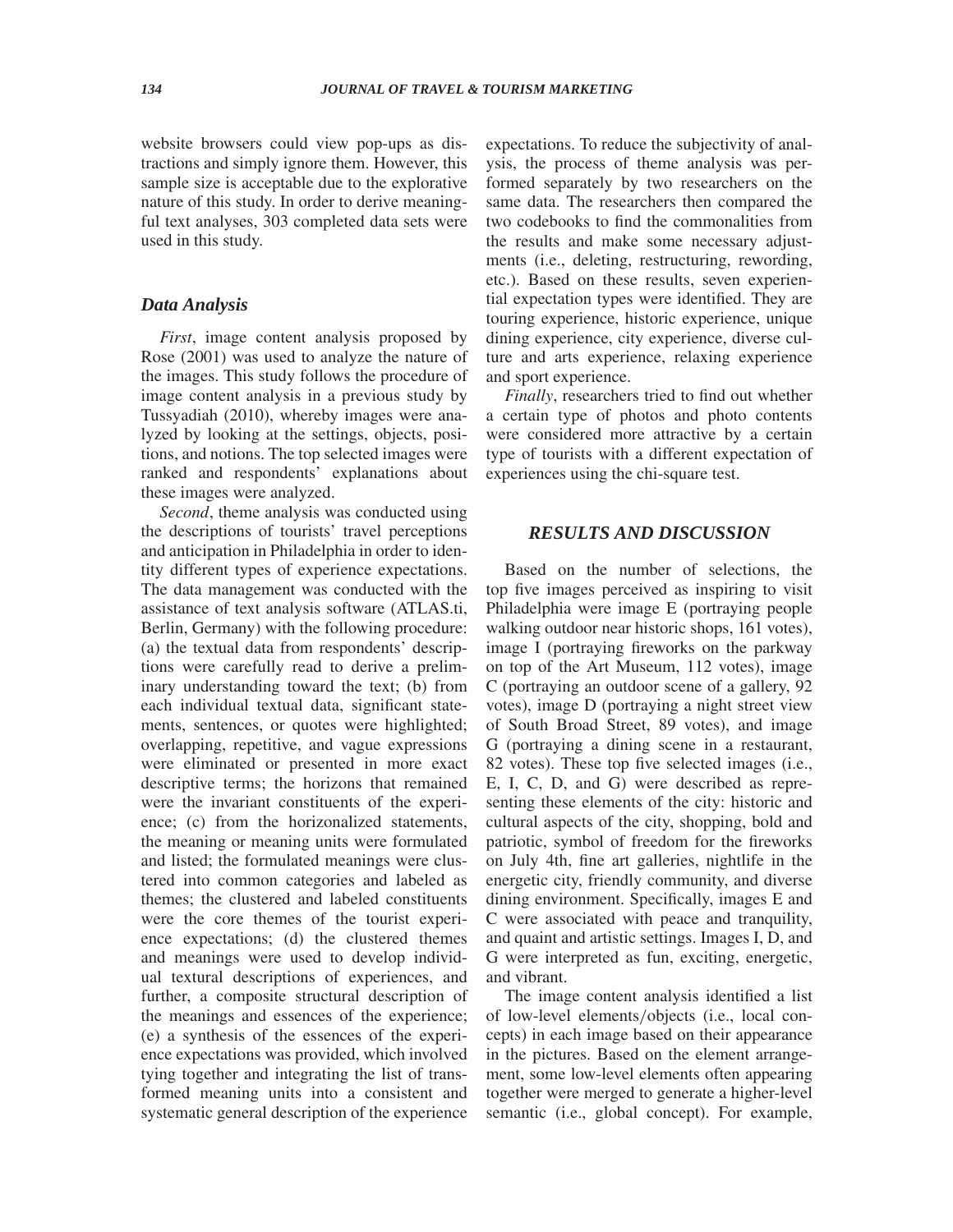website browsers could view pop-ups as distractions and simply ignore them. However, this sample size is acceptable due to the explorative nature of this study. In order to derive meaningful text analyses, 303 completed data sets were used in this study.

### Data Analysis

*First*, image content analysis proposed by Rose (2001) was used to analyze the nature of the images. This study follows the procedure of image content analysis in a previous study by Tussyadiah (2010), whereby images were analyzed by looking at the settings, objects, positions, and notions. The top selected images were ranked and respondents' explanations about these images were analyzed.

*Second*, theme analysis was conducted using the descriptions of tourists' travel perceptions and anticipation in Philadelphia in order to identity different types of experience expectations. The data management was conducted with the assistance of text analysis software (ATLAS.ti, Berlin, Germany) with the following procedure: (a) the textual data from respondents' descriptions were carefully read to derive a preliminary understanding toward the text; (b) from each individual textual data, significant statements, sentences, or quotes were highlighted; overlapping, repetitive, and vague expressions were eliminated or presented in more exact descriptive terms; the horizons that remained were the invariant constituents of the experience; (c) from the horizonalized statements, the meaning or meaning units were formulated and listed; the formulated meanings were clustered into common categories and labeled as themes; the clustered and labeled constituents were the core themes of the tourist experience expectations; (d) the clustered themes and meanings were used to develop individual textural descriptions of experiences, and further, a composite structural description of the meanings and essences of the experience; (e) a synthesis of the essences of the experience expectations was provided, which involved tying together and integrating the list of transformed meaning units into a consistent and systematic general description of the experience expectations. To reduce the subjectivity of analysis, the process of theme analysis was performed separately by two researchers on the same data. The researchers then compared the two codebooks to find the commonalities from the results and make some necessary adjustments (i.e., deleting, restructuring, rewording, etc.). Based on these results, seven experiential expectation types were identified. They are touring experience, historic experience, unique dining experience, city experience, diverse culture and arts experience, relaxing experience and sport experience.

*Finally*, researchers tried to find out whether a certain type of photos and photo contents were considered more attractive by a certain type of tourists with a different expectation of experiences using the chi-square test.

## RESULTS AND DISCUSSION

Based on the number of selections, the top five images perceived as inspiring to visit Philadelphia were image E (portraying people walking outdoor near historic shops, 161 votes), image I (portraying fireworks on the parkway on top of the Art Museum, 112 votes), image C (portraying an outdoor scene of a gallery, 92 votes), image D (portraying a night street view of South Broad Street, 89 votes), and image G (portraying a dining scene in a restaurant, 82 votes). These top five selected images (i.e., E, I, C, D, and G) were described as representing these elements of the city: historic and cultural aspects of the city, shopping, bold and patriotic, symbol of freedom for the fireworks on July 4th, fine art galleries, nightlife in the energetic city, friendly community, and diverse dining environment. Specifically, images E and C were associated with peace and tranquility, and quaint and artistic settings. Images I, D, and G were interpreted as fun, exciting, energetic, and vibrant.

The image content analysis identified a list of low-level elements/objects (i.e., local concepts) in each image based on their appearance in the pictures. Based on the element arrangement, some low-level elements often appearing together were merged to generate a higher-level semantic (i.e., global concept). For example,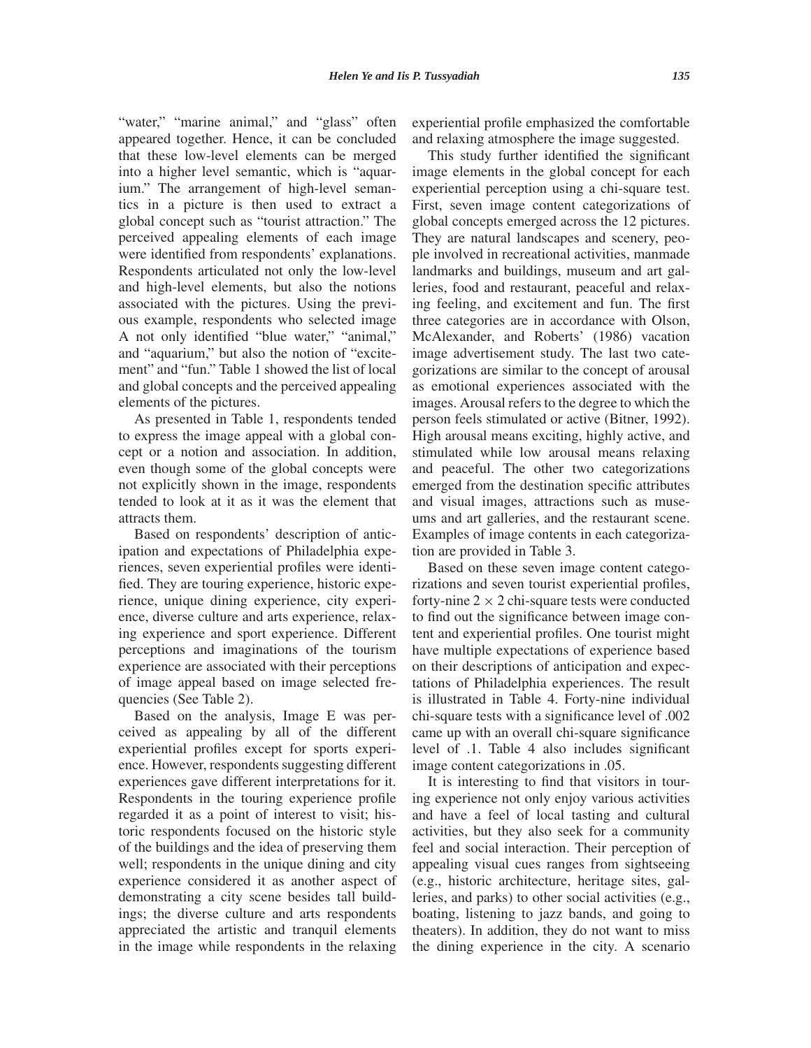"water," "marine animal," and "glass" often appeared together. Hence, it can be concluded that these low-level elements can be merged into a higher level semantic, which is "aquarium." The arrangement of high-level semantics in a picture is then used to extract a global concept such as "tourist attraction." The perceived appealing elements of each image were identified from respondents' explanations. Respondents articulated not only the low-level and high-level elements, but also the notions associated with the pictures. Using the previous example, respondents who selected image A not only identified "blue water," "animal," and "aquarium," but also the notion of "excitement" and "fun." Table 1 showed the list of local and global concepts and the perceived appealing elements of the pictures.

As presented in Table 1, respondents tended to express the image appeal with a global concept or a notion and association. In addition, even though some of the global concepts were not explicitly shown in the image, respondents tended to look at it as it was the element that attracts them.

Based on respondents' description of anticipation and expectations of Philadelphia experiences, seven experiential profiles were identified. They are touring experience, historic experience, unique dining experience, city experience, diverse culture and arts experience, relaxing experience and sport experience. Different perceptions and imaginations of the tourism experience are associated with their perceptions of image appeal based on image selected frequencies (See Table 2).

Based on the analysis, Image E was perceived as appealing by all of the different experiential profiles except for sports experience. However, respondents suggesting different experiences gave different interpretations for it. Respondents in the touring experience profile regarded it as a point of interest to visit; historic respondents focused on the historic style of the buildings and the idea of preserving them well; respondents in the unique dining and city experience considered it as another aspect of demonstrating a city scene besides tall buildings; the diverse culture and arts respondents appreciated the artistic and tranquil elements in the image while respondents in the relaxing experiential profile emphasized the comfortable and relaxing atmosphere the image suggested.

This study further identified the significant image elements in the global concept for each experiential perception using a chi-square test. First, seven image content categorizations of global concepts emerged across the 12 pictures. They are natural landscapes and scenery, people involved in recreational activities, manmade landmarks and buildings, museum and art galleries, food and restaurant, peaceful and relaxing feeling, and excitement and fun. The first three categories are in accordance with Olson, McAlexander, and Roberts' (1986) vacation image advertisement study. The last two categorizations are similar to the concept of arousal as emotional experiences associated with the images. Arousal refers to the degree to which the person feels stimulated or active (Bitner, 1992). High arousal means exciting, highly active, and stimulated while low arousal means relaxing and peaceful. The other two categorizations emerged from the destination specific attributes and visual images, attractions such as museums and art galleries, and the restaurant scene. Examples of image contents in each categorization are provided in Table 3.

Based on these seven image content categorizations and seven tourist experiential profiles, forty-nine $2 \times 2$ chi-square tests were conducted to find out the significance between image content and experiential profiles. One tourist might have multiple expectations of experience based on their descriptions of anticipation and expectations of Philadelphia experiences. The result is illustrated in Table 4. Forty-nine individual chi-square tests with a significance level of .002 came up with an overall chi-square significance level of .1. Table 4 also includes significant image content categorizations in .05.

It is interesting to find that visitors in touring experience not only enjoy various activities and have a feel of local tasting and cultural activities, but they also seek for a community feel and social interaction. Their perception of appealing visual cues ranges from sightseeing (e.g., historic architecture, heritage sites, galleries, and parks) to other social activities (e.g., boating, listening to jazz bands, and going to theaters). In addition, they do not want to miss the dining experience in the city. A scenario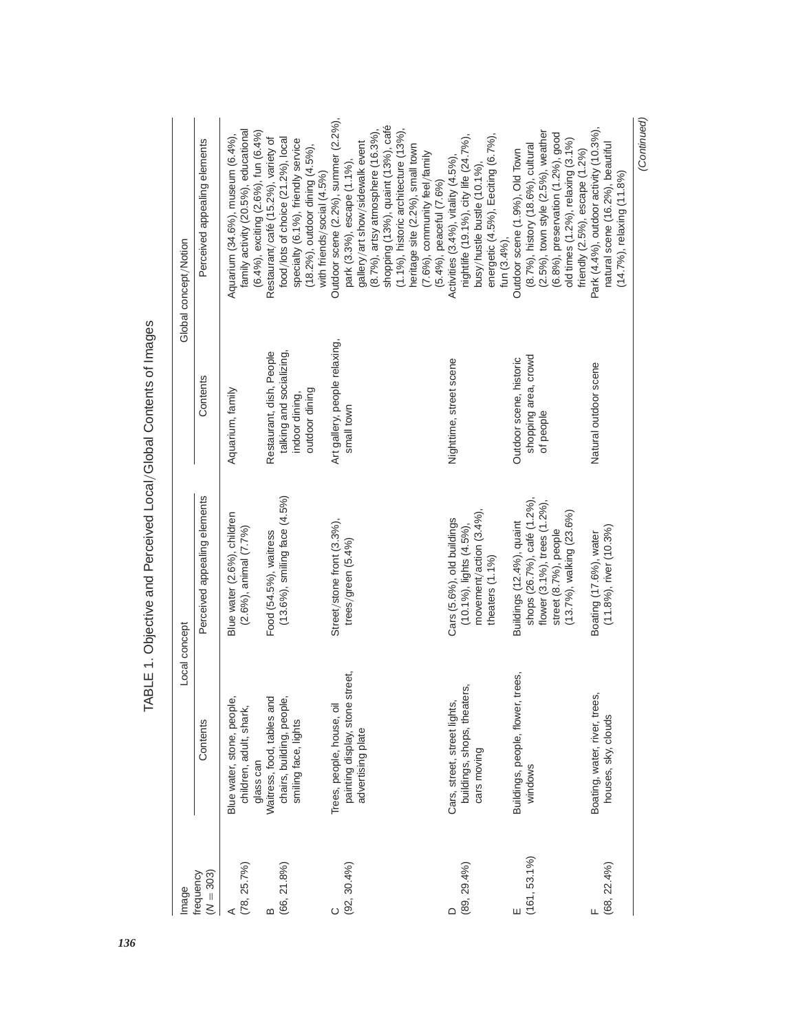TABLE 1. Objective and Perceived Local/Global Contents of Images

| Image frequency ($N = 303$) | Local concept | | Global concept/Notion | |
|---|---|---|---|---|
| | Contents | Perceived appealing elements | Contents | Perceived appealing elements |
| A (78, 25.7%) | Blue water, stone, people, children, adult, shark, glass can | Blue water (2.6%), children (2.6%), animal (7.7%) | Aquarium, family | Aquarium (34.6%), museum (6.4%), family activity (20.5%), educational (6.4%), exciting (2.6%), fun (6.4%) |
| B (66, 21.8%) | Waitress, food, tables and chairs, building, people, smiling face, lights | Food (54.5%), waitress (13.6%), smiling face (4.5%) | Restaurant, dish, People talking and socializing, indoor dining, outdoor dining | Restaurant/café (15.2%), variety of food/lots of choice (21.2%), local specialty (6.1%), friendly service (18.2%), outdoor dining (4.5%), with friends/social (4.5%) |
| C (92, 30.4%) | Trees, people, house, oil painting display, stone street, advertising plate | Street/stone front (3.3%), trees/green (5.4%) | Art gallery, people relaxing, small town | Outdoor scene (2.2%), summer (2.2%), park (3.3%), escape (1.1%), gallery/art show/sidewalk event (8.7%), artsy atmosphere (16.3%), shopping (13%), quaint (13%), café (1.1%), historic architecture (13%), heritage site (2.2%), small town (7.6%), community feel/family (5.4%), peaceful (7.6%) |
| D (89, 29.4%) | Cars, street, street lights, buildings, shops, theaters, cars moving | Cars (5.6%), old buildings (10.1%), lights (4.5%), movement/action (3.4%), theaters (1.1%) | Nighttime, street scene | Activities (3.4%), vitality (4.5%), nightlife (19.1%), city life (24.7%), busy/hustle bustle (10.1%), energetic (4.5%), Eeciting (6.7%), fun (3.4%), |
| E (161, 53.1%) | Buildings, people, flower, trees, windows | Buildings (12.4%), quaint shops (26.7%), café (1.2%), flower (3.1%), trees (1.2%), street (8.7%), people (13.7%), walking (23.6%) | Outdoor scene, historic shopping area, crowd of people | Outdoor scene (1.9%), Old Town (8.7%), history (18.6%), cultural (2.5%), town style (2.5%), weather (6.8%), preservation (1.2%), good old times (1.2%), relaxing (3.1%) friendly (2.5%), escape (1.2%) |
| F (68, 22.4%) | Boating, water, river, trees, houses, sky, clouds | Boating (17.6%), water (11.8%), river (10.3%) | Natural outdoor scene | Park (4.4%), outdoor activity (10.3%), natural scene (16.2%), beautiful (14.7%), relaxing (11.8%) |

*(Continued)*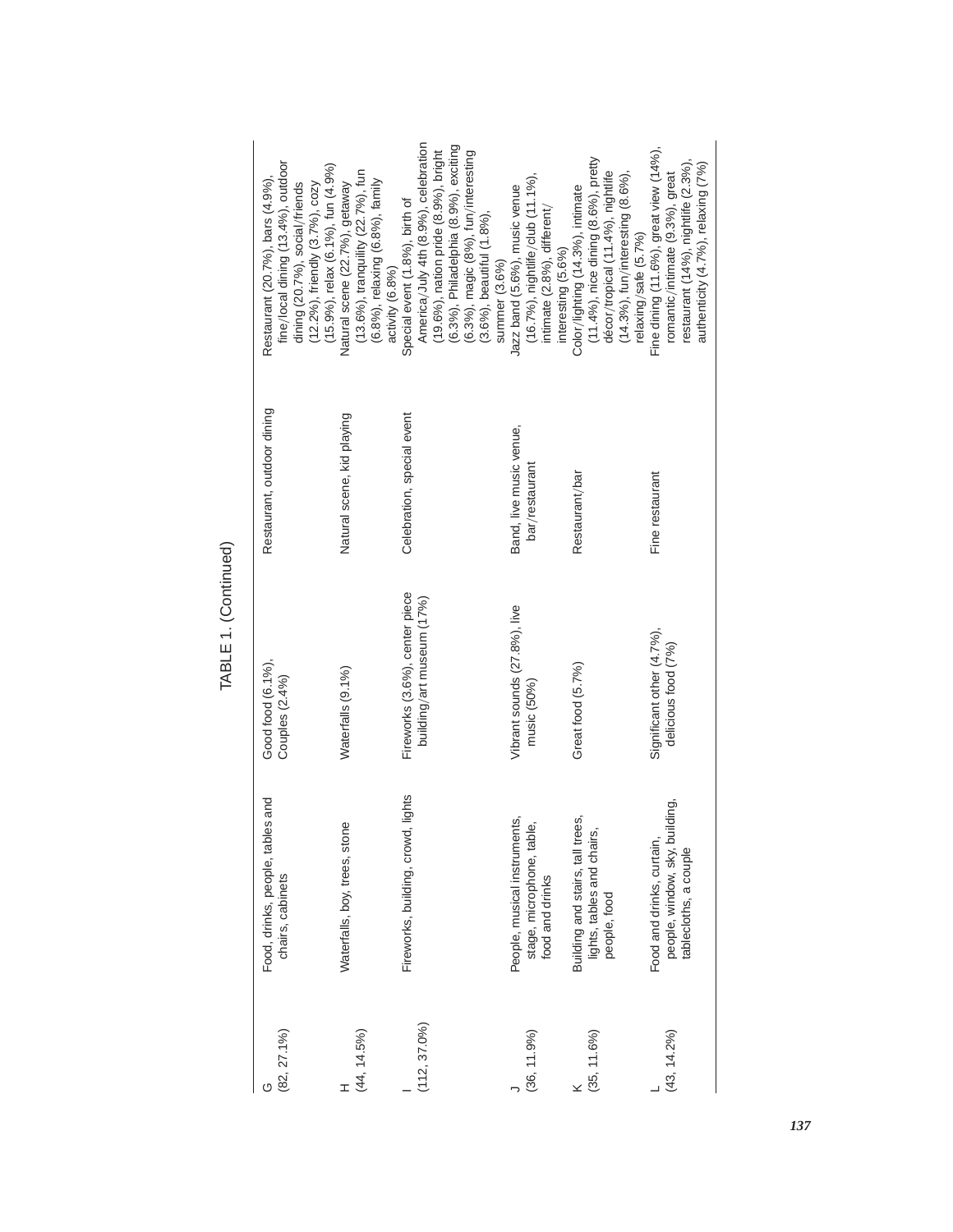TABLE 1. (Continued)

| | | | | |
|---|---|---|---|---|
| G (82, 27.1%) | Food, drinks, people, tables and chairs, cabinets | Good food (6.1%), Couples (2.4%) | Restaurant, outdoor dining | Restaurant (20.7%), bars (4.9%), fine/local dining (13.4%), outdoor dining (20.7%), social/friends (12.2%), friendly (3.7%), cozy (15.9%), relax (6.1%), fun (4.9%) |
| H (44, 14.5%) | Waterfalls, boy, trees, stone | Waterfalls (9.1%) | Natural scene, kid playing | Natural scene (22.7%), getaway (13.6%), tranquility (22.7%), fun (6.8%), relaxing (6.8%), family activity (6.8%) |
| I (112, 37.0%) | Fireworks, building, crowd, lights | Fireworks (3.6%), center piece building/art museum (17%) | Celebration, special event | Special event (1.8%), birth of America/July 4th (8.9%), celebration (19.6%), nation pride (8.9%), bright (6.3%), Philadelphia (8.9%), exciting (6.3%), magic (8%), fun/interesting (3.6%), beautiful (1.8%), summer (3.6%) |
| J (36, 11.9%) | People, musical instruments, stage, microphone, table, food and drinks | Vibrant sounds (27.8%), live music (50%) | Band, live music venue, bar/restaurant | Jazz band (5.6%), music venue (16.7%), nightlife/club (11.1%), intimate (2.8%), different/ interesting (5.6%) |
| K (35, 11.6%) | Building and stairs, tall trees, lights, tables and chairs, people, food | Great food (5.7%) | Restaurant/bar | Color/lighting (14.3%), intimate (11.4%), nice dining (8.6%), pretty décor/tropical (11.4%), nightlife (14.3%), fun/interesting (8.6%), relaxing/safe (5.7%) |
| L (43, 14.2%) | Food and drinks, curtain, people, window, sky, building, tablecloths, a couple | Significant other (4.7%), delicious food (7%) | Fine restaurant | Fine dining (11.6%), great view (14%), romantic/intimate (9.3%), great restaurant (14%), nightlife (2.3%), authenticity (4.7%), relaxing (7%) |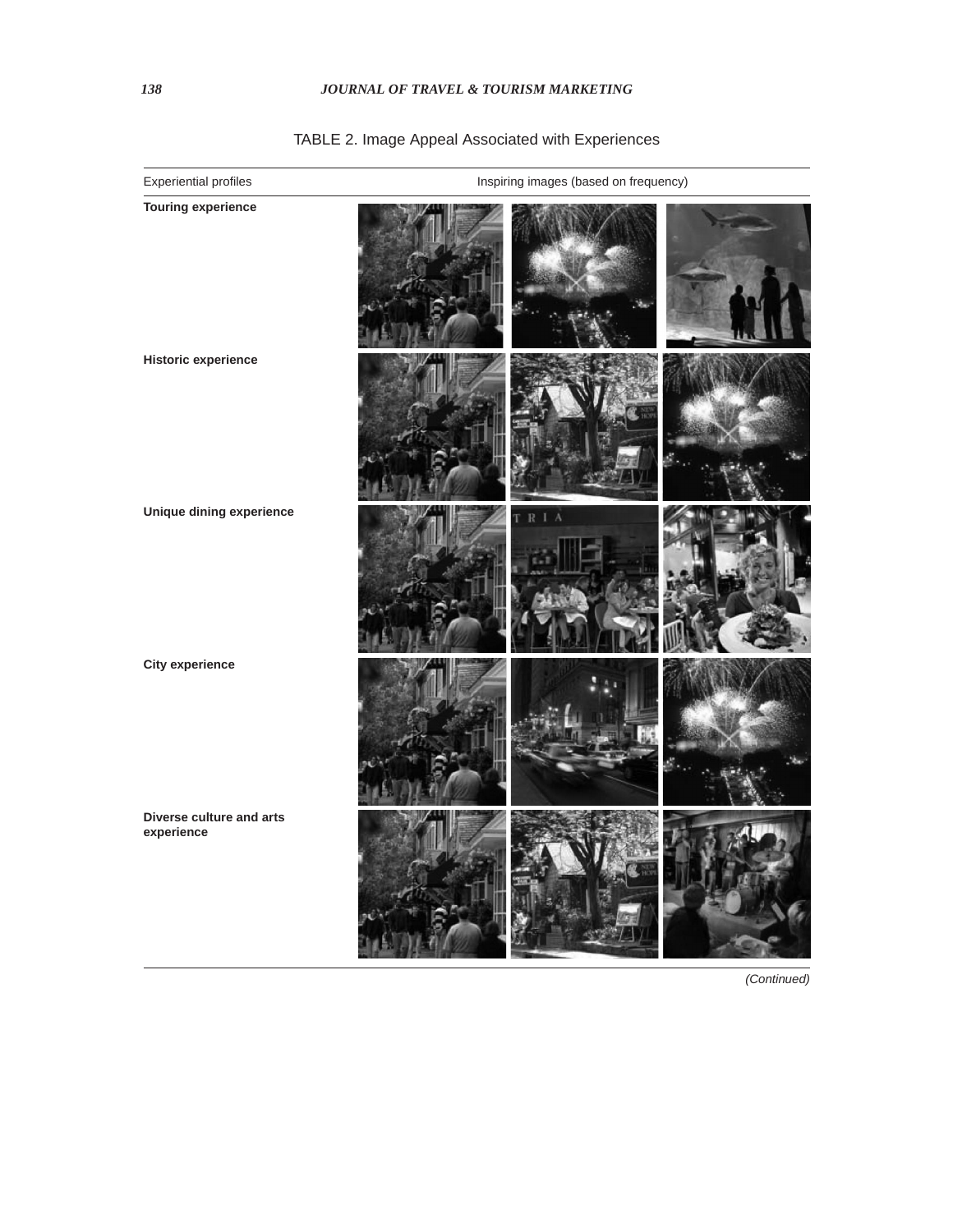TABLE 2. Image Appeal Associated with Experiences

| Experiential profiles | Inspiring images (based on frequency) |
|---|---|
| **Touring experience** | |
| **Historic experience** | |
| **Unique dining experience** | |
| **City experience** | |
| **Diverse culture and arts experience** | |

*(Continued)*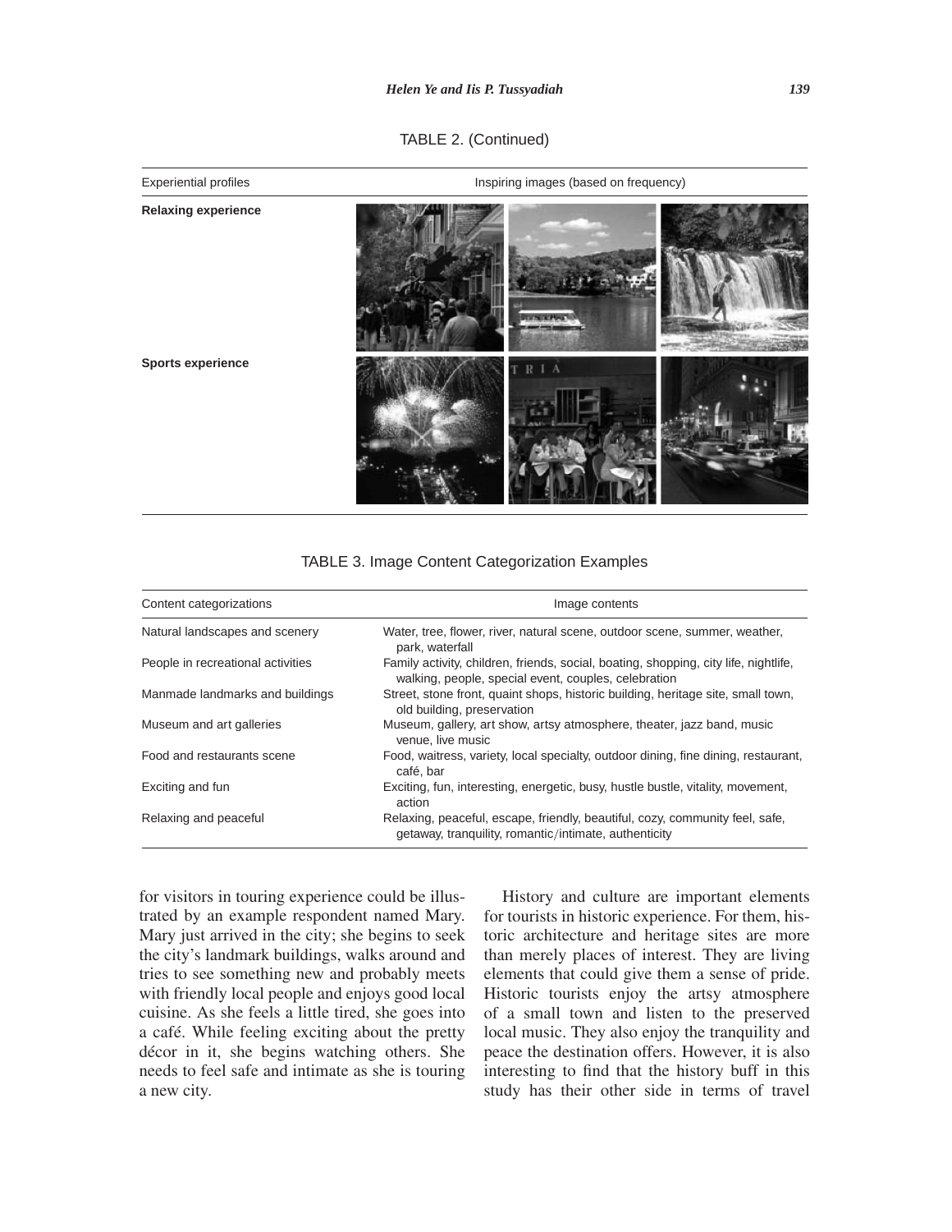TABLE 2. (Continued)

| Experiential profiles | Inspiring images (based on frequency) |
|---|---|
| **Relaxing experience** | |
| **Sports experience** | |

TABLE 3. Image Content Categorization Examples

| Content categorizations | Image contents |
|---|---|
| Natural landscapes and scenery | Water, tree, flower, river, natural scene, outdoor scene, summer, weather, park, waterfall |
| People in recreational activities | Family activity, children, friends, social, boating, shopping, city life, nightlife, walking, people, special event, couples, celebration |
| Manmade landmarks and buildings | Street, stone front, quaint shops, historic building, heritage site, small town, old building, preservation |
| Museum and art galleries | Museum, gallery, art show, artsy atmosphere, theater, jazz band, music venue, live music |
| Food and restaurants scene | Food, waitress, variety, local specialty, outdoor dining, fine dining, restaurant, café, bar |
| Exciting and fun | Exciting, fun, interesting, energetic, busy, hustle bustle, vitality, movement, action |
| Relaxing and peaceful | Relaxing, peaceful, escape, friendly, beautiful, cozy, community feel, safe, getaway, tranquility, romantic/intimate, authenticity |

for visitors in touring experience could be illustrated by an example respondent named Mary. Mary just arrived in the city; she begins to seek the city's landmark buildings, walks around and tries to see something new and probably meets with friendly local people and enjoys good local cuisine. As she feels a little tired, she goes into a café. While feeling exciting about the pretty décor in it, she begins watching others. She needs to feel safe and intimate as she is touring a new city.

History and culture are important elements for tourists in historic experience. For them, historic architecture and heritage sites are more than merely places of interest. They are living elements that could give them a sense of pride. Historic tourists enjoy the artsy atmosphere of a small town and listen to the preserved local music. They also enjoy the tranquility and peace the destination offers. However, it is also interesting to find that the history buff in this study has their other side in terms of travel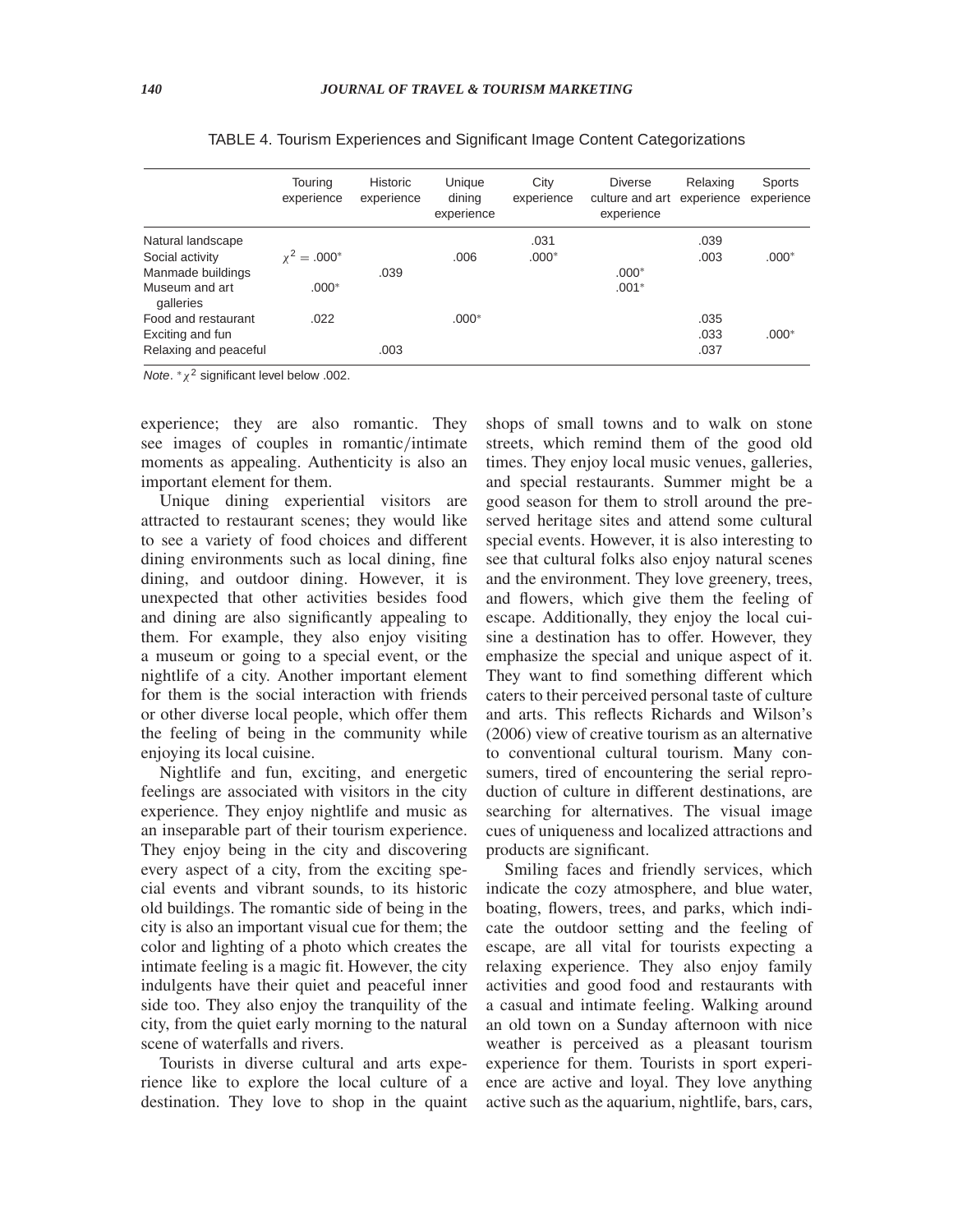TABLE 4. Tourism Experiences and Significant Image Content Categorizations

| | Touring experience | Historic experience | Unique dining experience | City experience | Diverse culture and art experience | Relaxing experience | Sports experience |
|---|---|---|---|---|---|---|---|
| Natural landscape | | | | .031 | | .039 | |
| Social activity | $\chi^2 = .000^*$ | | .006 | .000* | | .003 | .000* |
| Manmade buildings | | .039 | | | .000* | | |
| Museum and art galleries | .000* | | | | .001* | | |
| Food and restaurant | .022 | | .000* | | | .035 | |
| Exciting and fun | | | | | | .033 | .000* |
| Relaxing and peaceful | | .003 | | | | .037 | |

*Note*. $^*\chi^2$ significant level below .002.

experience; they are also romantic. They see images of couples in romantic/intimate moments as appealing. Authenticity is also an important element for them.

Unique dining experiential visitors are attracted to restaurant scenes; they would like to see a variety of food choices and different dining environments such as local dining, fine dining, and outdoor dining. However, it is unexpected that other activities besides food and dining are also significantly appealing to them. For example, they also enjoy visiting a museum or going to a special event, or the nightlife of a city. Another important element for them is the social interaction with friends or other diverse local people, which offer them the feeling of being in the community while enjoying its local cuisine.

Nightlife and fun, exciting, and energetic feelings are associated with visitors in the city experience. They enjoy nightlife and music as an inseparable part of their tourism experience. They enjoy being in the city and discovering every aspect of a city, from the exciting special events and vibrant sounds, to its historic old buildings. The romantic side of being in the city is also an important visual cue for them; the color and lighting of a photo which creates the intimate feeling is a magic fit. However, the city indulgents have their quiet and peaceful inner side too. They also enjoy the tranquility of the city, from the quiet early morning to the natural scene of waterfalls and rivers.

Tourists in diverse cultural and arts experience like to explore the local culture of a destination. They love to shop in the quaint shops of small towns and to walk on stone streets, which remind them of the good old times. They enjoy local music venues, galleries, and special restaurants. Summer might be a good season for them to stroll around the preserved heritage sites and attend some cultural special events. However, it is also interesting to see that cultural folks also enjoy natural scenes and the environment. They love greenery, trees, and flowers, which give them the feeling of escape. Additionally, they enjoy the local cuisine a destination has to offer. However, they emphasize the special and unique aspect of it. They want to find something different which caters to their perceived personal taste of culture and arts. This reflects Richards and Wilson's (2006) view of creative tourism as an alternative to conventional cultural tourism. Many consumers, tired of encountering the serial reproduction of culture in different destinations, are searching for alternatives. The visual image cues of uniqueness and localized attractions and products are significant.

Smiling faces and friendly services, which indicate the cozy atmosphere, and blue water, boating, flowers, trees, and parks, which indicate the outdoor setting and the feeling of escape, are all vital for tourists expecting a relaxing experience. They also enjoy family activities and good food and restaurants with a casual and intimate feeling. Walking around an old town on a Sunday afternoon with nice weather is perceived as a pleasant tourism experience for them. Tourists in sport experience are active and loyal. They love anything active such as the aquarium, nightlife, bars, cars,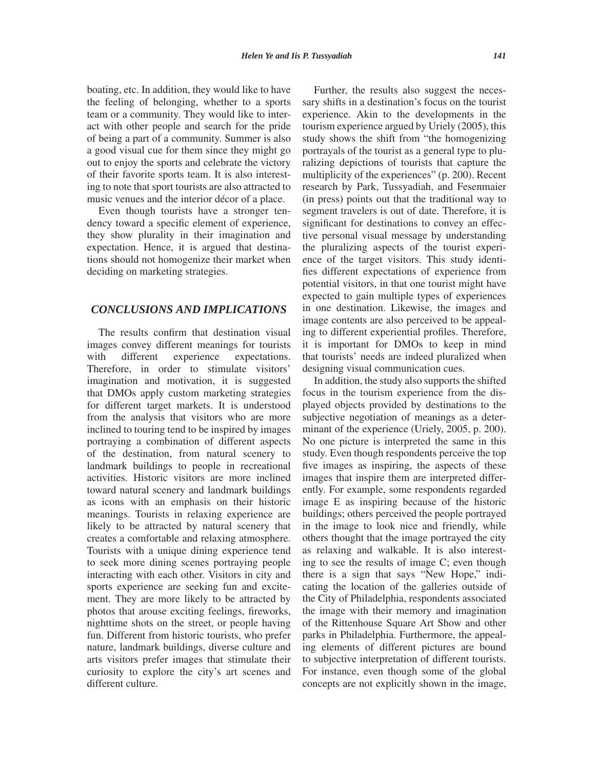boating, etc. In addition, they would like to have the feeling of belonging, whether to a sports team or a community. They would like to interact with other people and search for the pride of being a part of a community. Summer is also a good visual cue for them since they might go out to enjoy the sports and celebrate the victory of their favorite sports team. It is also interesting to note that sport tourists are also attracted to music venues and the interior décor of a place.

Even though tourists have a stronger tendency toward a specific element of experience, they show plurality in their imagination and expectation. Hence, it is argued that destinations should not homogenize their market when deciding on marketing strategies.

## CONCLUSIONS AND IMPLICATIONS

The results confirm that destination visual images convey different meanings for tourists with different experience expectations. Therefore, in order to stimulate visitors' imagination and motivation, it is suggested that DMOs apply custom marketing strategies for different target markets. It is understood from the analysis that visitors who are more inclined to touring tend to be inspired by images portraying a combination of different aspects of the destination, from natural scenery to landmark buildings to people in recreational activities. Historic visitors are more inclined toward natural scenery and landmark buildings as icons with an emphasis on their historic meanings. Tourists in relaxing experience are likely to be attracted by natural scenery that creates a comfortable and relaxing atmosphere. Tourists with a unique dining experience tend to seek more dining scenes portraying people interacting with each other. Visitors in city and sports experience are seeking fun and excitement. They are more likely to be attracted by photos that arouse exciting feelings, fireworks, nighttime shots on the street, or people having fun. Different from historic tourists, who prefer nature, landmark buildings, diverse culture and arts visitors prefer images that stimulate their curiosity to explore the city's art scenes and different culture.

Further, the results also suggest the necessary shifts in a destination's focus on the tourist experience. Akin to the developments in the tourism experience argued by Uriely (2005), this study shows the shift from "the homogenizing portrayals of the tourist as a general type to pluralizing depictions of tourists that capture the multiplicity of the experiences" (p. 200). Recent research by Park, Tussyadiah, and Fesenmaier (in press) points out that the traditional way to segment travelers is out of date. Therefore, it is significant for destinations to convey an effective personal visual message by understanding the pluralizing aspects of the tourist experience of the target visitors. This study identifies different expectations of experience from potential visitors, in that one tourist might have expected to gain multiple types of experiences in one destination. Likewise, the images and image contents are also perceived to be appealing to different experiential profiles. Therefore, it is important for DMOs to keep in mind that tourists' needs are indeed pluralized when designing visual communication cues.

In addition, the study also supports the shifted focus in the tourism experience from the displayed objects provided by destinations to the subjective negotiation of meanings as a determinant of the experience (Uriely, 2005, p. 200). No one picture is interpreted the same in this study. Even though respondents perceive the top five images as inspiring, the aspects of these images that inspire them are interpreted differently. For example, some respondents regarded image E as inspiring because of the historic buildings; others perceived the people portrayed in the image to look nice and friendly, while others thought that the image portrayed the city as relaxing and walkable. It is also interesting to see the results of image C; even though there is a sign that says "New Hope," indicating the location of the galleries outside of the City of Philadelphia, respondents associated the image with their memory and imagination of the Rittenhouse Square Art Show and other parks in Philadelphia. Furthermore, the appealing elements of different pictures are bound to subjective interpretation of different tourists. For instance, even though some of the global concepts are not explicitly shown in the image,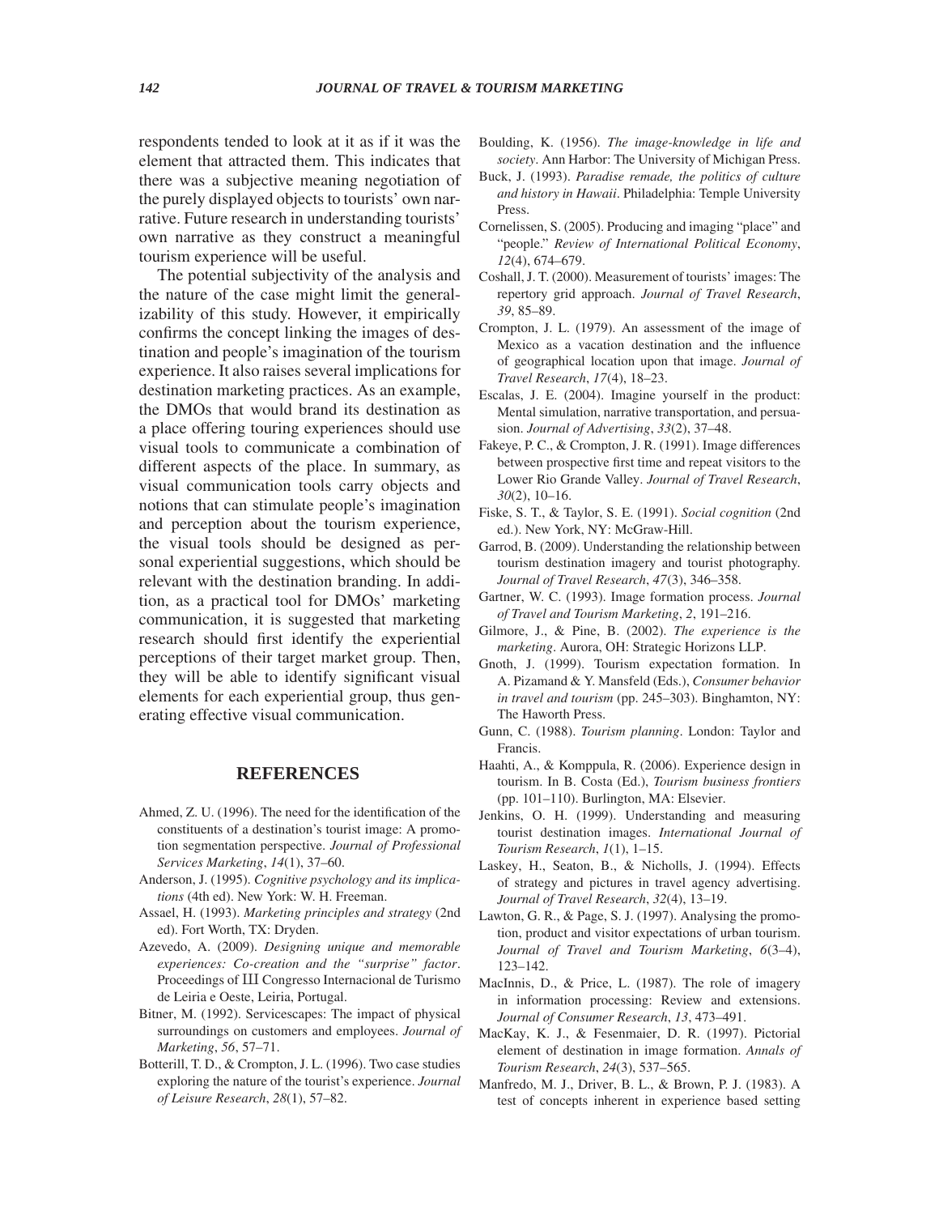respondents tended to look at it as if it was the element that attracted them. This indicates that there was a subjective meaning negotiation of the purely displayed objects to tourists' own narrative. Future research in understanding tourists' own narrative as they construct a meaningful tourism experience will be useful.

The potential subjectivity of the analysis and the nature of the case might limit the generalizability of this study. However, it empirically confirms the concept linking the images of destination and people's imagination of the tourism experience. It also raises several implications for destination marketing practices. As an example, the DMOs that would brand its destination as a place offering touring experiences should use visual tools to communicate a combination of different aspects of the place. In summary, as visual communication tools carry objects and notions that can stimulate people's imagination and perception about the tourism experience, the visual tools should be designed as personal experiential suggestions, which should be relevant with the destination branding. In addition, as a practical tool for DMOs' marketing communication, it is suggested that marketing research should first identify the experiential perceptions of their target market group. Then, they will be able to identify significant visual elements for each experiential group, thus generating effective visual communication.

## REFERENCES

Ahmed, Z. U. (1996). The need for the identification of the constituents of a destination's tourist image: A promotion segmentation perspective. *Journal of Professional Services Marketing*, *14*(1), 37–60.

Anderson, J. (1995). *Cognitive psychology and its implications* (4th ed). New York: W. H. Freeman.

Assael, H. (1993). *Marketing principles and strategy* (2nd ed). Fort Worth, TX: Dryden.

Azevedo, A. (2009). *Designing unique and memorable experiences: Co-creation and the "surprise" factor*. Proceedings of III Congresso Internacional de Turismo de Leiria e Oeste, Leiria, Portugal.

Bitner, M. (1992). Servicescapes: The impact of physical surroundings on customers and employees. *Journal of Marketing*, *56*, 57–71.

Botterill, T. D., & Crompton, J. L. (1996). Two case studies exploring the nature of the tourist's experience. *Journal of Leisure Research*, *28*(1), 57–82.

Boulding, K. (1956). *The image-knowledge in life and society*. Ann Harbor: The University of Michigan Press.

Buck, J. (1993). *Paradise remade, the politics of culture and history in Hawaii*. Philadelphia: Temple University Press.

Cornelissen, S. (2005). Producing and imaging "place" and "people." *Review of International Political Economy*, *12*(4), 674–679.

Coshall, J. T. (2000). Measurement of tourists' images: The repertory grid approach. *Journal of Travel Research*, *39*, 85–89.

Crompton, J. L. (1979). An assessment of the image of Mexico as a vacation destination and the influence of geographical location upon that image. *Journal of Travel Research*, *17*(4), 18–23.

Escalas, J. E. (2004). Imagine yourself in the product: Mental simulation, narrative transportation, and persuasion. *Journal of Advertising*, *33*(2), 37–48.

Fakeye, P. C., & Crompton, J. R. (1991). Image differences between prospective first time and repeat visitors to the Lower Rio Grande Valley. *Journal of Travel Research*, *30*(2), 10–16.

Fiske, S. T., & Taylor, S. E. (1991). *Social cognition* (2nd ed.). New York, NY: McGraw-Hill.

Garrod, B. (2009). Understanding the relationship between tourism destination imagery and tourist photography. *Journal of Travel Research*, *47*(3), 346–358.

Gartner, W. C. (1993). Image formation process. *Journal of Travel and Tourism Marketing*, *2*, 191–216.

Gilmore, J., & Pine, B. (2002). *The experience is the marketing*. Aurora, OH: Strategic Horizons LLP.

Gnoth, J. (1999). Tourism expectation formation. In A. Pizamand & Y. Mansfeld (Eds.), *Consumer behavior in travel and tourism* (pp. 245–303). Binghamton, NY: The Haworth Press.

Gunn, C. (1988). *Tourism planning*. London: Taylor and Francis.

Haahti, A., & Komppula, R. (2006). Experience design in tourism. In B. Costa (Ed.), *Tourism business frontiers* (pp. 101–110). Burlington, MA: Elsevier.

Jenkins, O. H. (1999). Understanding and measuring tourist destination images. *International Journal of Tourism Research*, *1*(1), 1–15.

Laskey, H., Seaton, B., & Nicholls, J. (1994). Effects of strategy and pictures in travel agency advertising. *Journal of Travel Research*, *32*(4), 13–19.

Lawton, G. R., & Page, S. J. (1997). Analysing the promotion, product and visitor expectations of urban tourism. *Journal of Travel and Tourism Marketing*, *6*(3–4), 123–142.

MacInnis, D., & Price, L. (1987). The role of imagery in information processing: Review and extensions. *Journal of Consumer Research*, *13*, 473–491.

MacKay, K. J., & Fesenmaier, D. R. (1997). Pictorial element of destination in image formation. *Annals of Tourism Research*, *24*(3), 537–565.

Manfredo, M. J., Driver, B. L., & Brown, P. J. (1983). A test of concepts inherent in experience based setting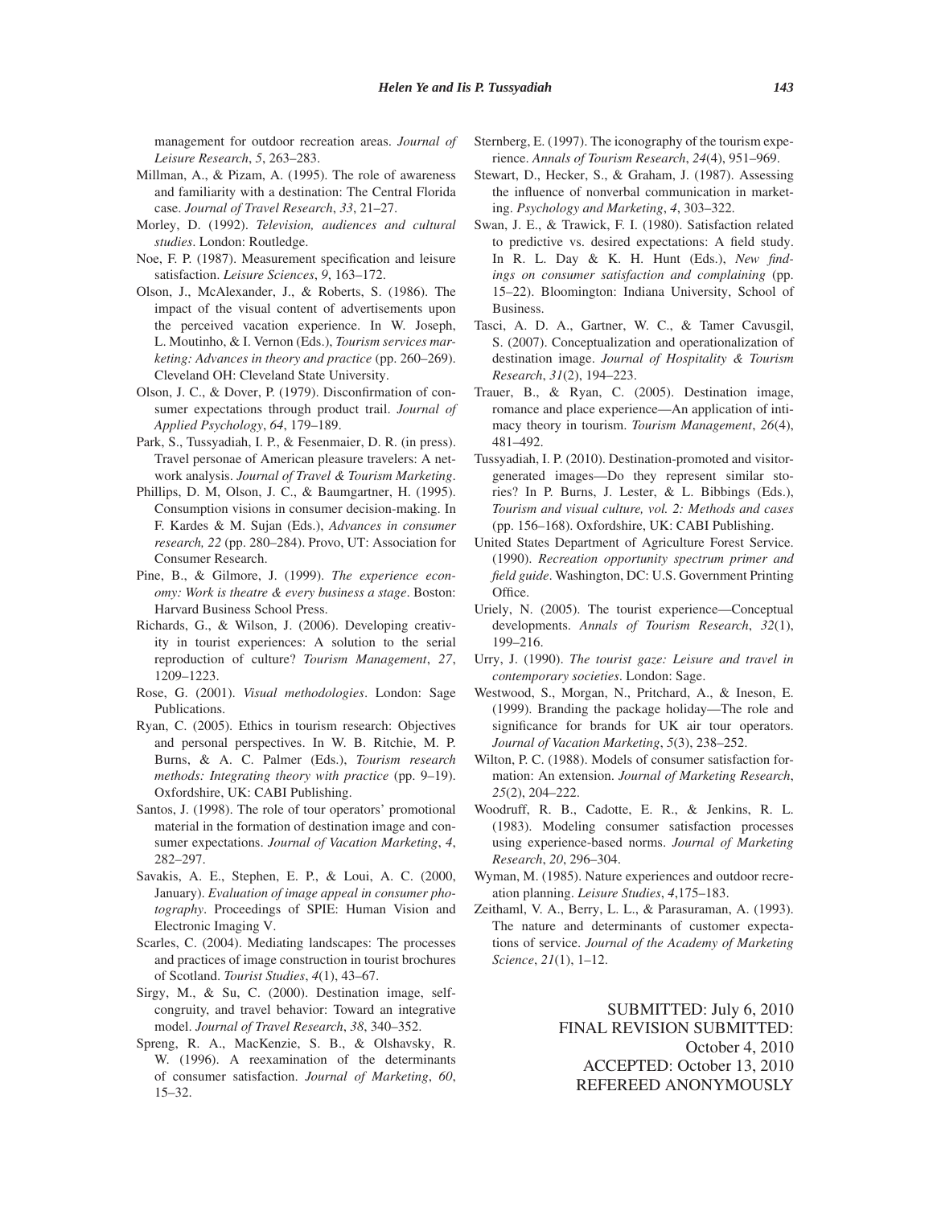management for outdoor recreation areas. *Journal of Leisure Research*, *5*, 263–283.

Millman, A., & Pizam, A. (1995). The role of awareness and familiarity with a destination: The Central Florida case. *Journal of Travel Research*, *33*, 21–27.

Morley, D. (1992). *Television, audiences and cultural studies*. London: Routledge.

Noe, F. P. (1987). Measurement specification and leisure satisfaction. *Leisure Sciences*, *9*, 163–172.

Olson, J., McAlexander, J., & Roberts, S. (1986). The impact of the visual content of advertisements upon the perceived vacation experience. In W. Joseph, L. Moutinho, & I. Vernon (Eds.), *Tourism services marketing: Advances in theory and practice* (pp. 260–269). Cleveland OH: Cleveland State University.

Olson, J. C., & Dover, P. (1979). Disconfirmation of consumer expectations through product trail. *Journal of Applied Psychology*, *64*, 179–189.

Park, S., Tussyadiah, I. P., & Fesenmaier, D. R. (in press). Travel personae of American pleasure travelers: A network analysis. *Journal of Travel & Tourism Marketing*.

Phillips, D. M, Olson, J. C., & Baumgartner, H. (1995). Consumption visions in consumer decision-making. In F. Kardes & M. Sujan (Eds.), *Advances in consumer research, 22* (pp. 280–284). Provo, UT: Association for Consumer Research.

Pine, B., & Gilmore, J. (1999). *The experience economy: Work is theatre & every business a stage*. Boston: Harvard Business School Press.

Richards, G., & Wilson, J. (2006). Developing creativity in tourist experiences: A solution to the serial reproduction of culture? *Tourism Management*, *27*, 1209–1223.

Rose, G. (2001). *Visual methodologies*. London: Sage Publications.

Ryan, C. (2005). Ethics in tourism research: Objectives and personal perspectives. In W. B. Ritchie, M. P. Burns, & A. C. Palmer (Eds.), *Tourism research methods: Integrating theory with practice* (pp. 9–19). Oxfordshire, UK: CABI Publishing.

Santos, J. (1998). The role of tour operators' promotional material in the formation of destination image and consumer expectations. *Journal of Vacation Marketing*, *4*, 282–297.

Savakis, A. E., Stephen, E. P., & Loui, A. C. (2000, January). *Evaluation of image appeal in consumer photography*. Proceedings of SPIE: Human Vision and Electronic Imaging V.

Scarles, C. (2004). Mediating landscapes: The processes and practices of image construction in tourist brochures of Scotland. *Tourist Studies*, *4*(1), 43–67.

Sirgy, M., & Su, C. (2000). Destination image, self-congruity, and travel behavior: Toward an integrative model. *Journal of Travel Research*, *38*, 340–352.

Spreng, R. A., MacKenzie, S. B., & Olshavsky, R. W. (1996). A reexamination of the determinants of consumer satisfaction. *Journal of Marketing*, *60*, 15–32.

Sternberg, E. (1997). The iconography of the tourism experience. *Annals of Tourism Research*, *24*(4), 951–969.

Stewart, D., Hecker, S., & Graham, J. (1987). Assessing the influence of nonverbal communication in marketing. *Psychology and Marketing*, *4*, 303–322.

Swan, J. E., & Trawick, F. I. (1980). Satisfaction related to predictive vs. desired expectations: A field study. In R. L. Day & K. H. Hunt (Eds.), *New findings on consumer satisfaction and complaining* (pp. 15–22). Bloomington: Indiana University, School of Business.

Tasci, A. D. A., Gartner, W. C., & Tamer Cavusgil, S. (2007). Conceptualization and operationalization of destination image. *Journal of Hospitality & Tourism Research*, *31*(2), 194–223.

Trauer, B., & Ryan, C. (2005). Destination image, romance and place experience—An application of intimacy theory in tourism. *Tourism Management*, *26*(4), 481–492.

Tussyadiah, I. P. (2010). Destination-promoted and visitor-generated images—Do they represent similar stories? In P. Burns, J. Lester, & L. Bibbings (Eds.), *Tourism and visual culture, vol. 2: Methods and cases* (pp. 156–168). Oxfordshire, UK: CABI Publishing.

United States Department of Agriculture Forest Service. (1990). *Recreation opportunity spectrum primer and field guide*. Washington, DC: U.S. Government Printing Office.

Uriely, N. (2005). The tourist experience—Conceptual developments. *Annals of Tourism Research*, *32*(1), 199–216.

Urry, J. (1990). *The tourist gaze: Leisure and travel in contemporary societies*. London: Sage.

Westwood, S., Morgan, N., Pritchard, A., & Ineson, E. (1999). Branding the package holiday—The role and significance for brands for UK air tour operators. *Journal of Vacation Marketing*, *5*(3), 238–252.

Wilton, P. C. (1988). Models of consumer satisfaction formation: An extension. *Journal of Marketing Research*, *25*(2), 204–222.

Woodruff, R. B., Cadotte, E. R., & Jenkins, R. L. (1983). Modeling consumer satisfaction processes using experience-based norms. *Journal of Marketing Research*, *20*, 296–304.

Wyman, M. (1985). Nature experiences and outdoor recreation planning. *Leisure Studies*, *4*,175–183.

Zeithaml, V. A., Berry, L. L., & Parasuraman, A. (1993). The nature and determinants of customer expectations of service. *Journal of the Academy of Marketing Science*, *21*(1), 1–12.

SUBMITTED: July 6, 2010
FINAL REVISION SUBMITTED: October 4, 2010
ACCEPTED: October 13, 2010
REFEREED ANONYMOUSLY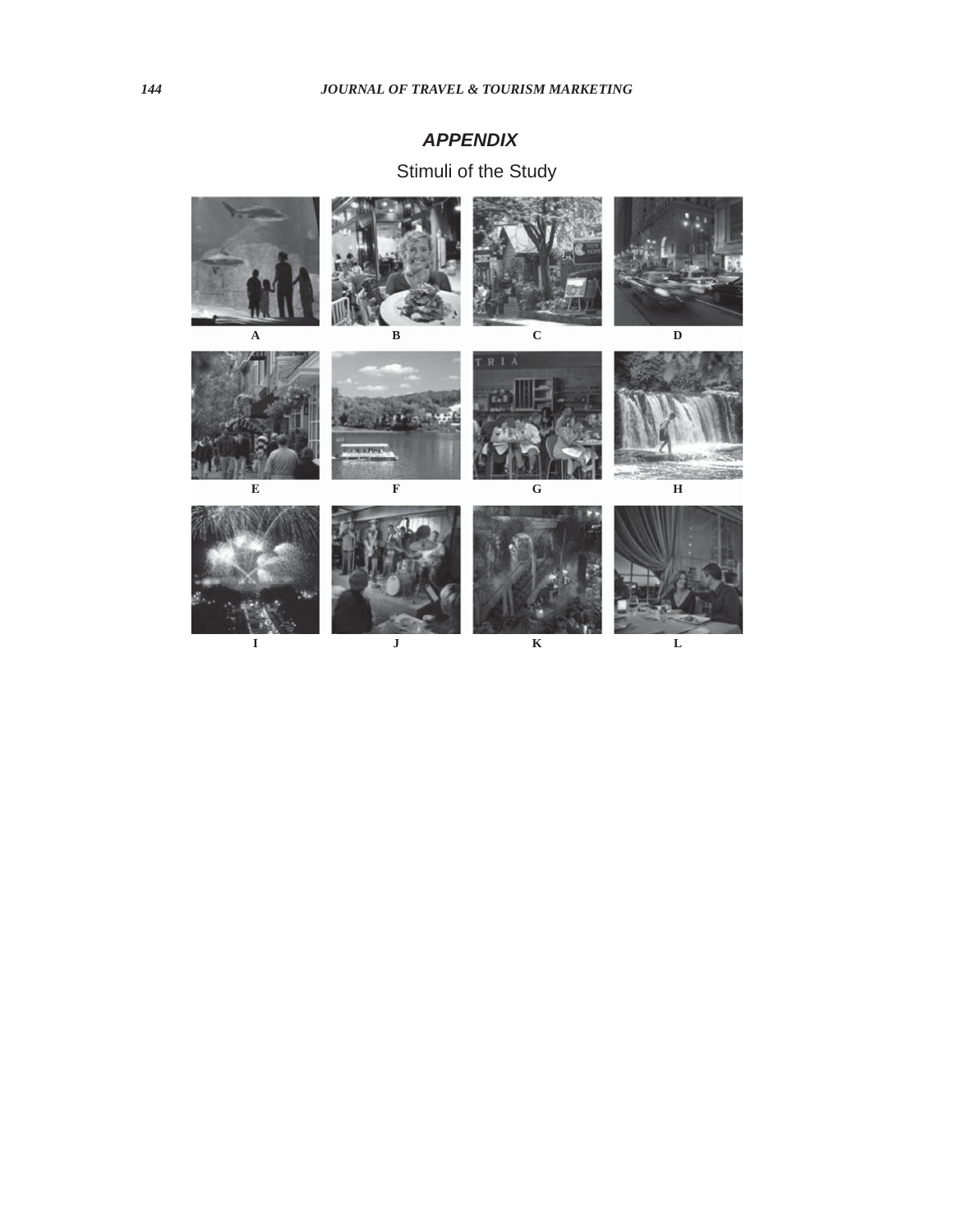## APPENDIX

Stimuli of the Study

A

B

C

D

E

F

G

H

I

J

K

L